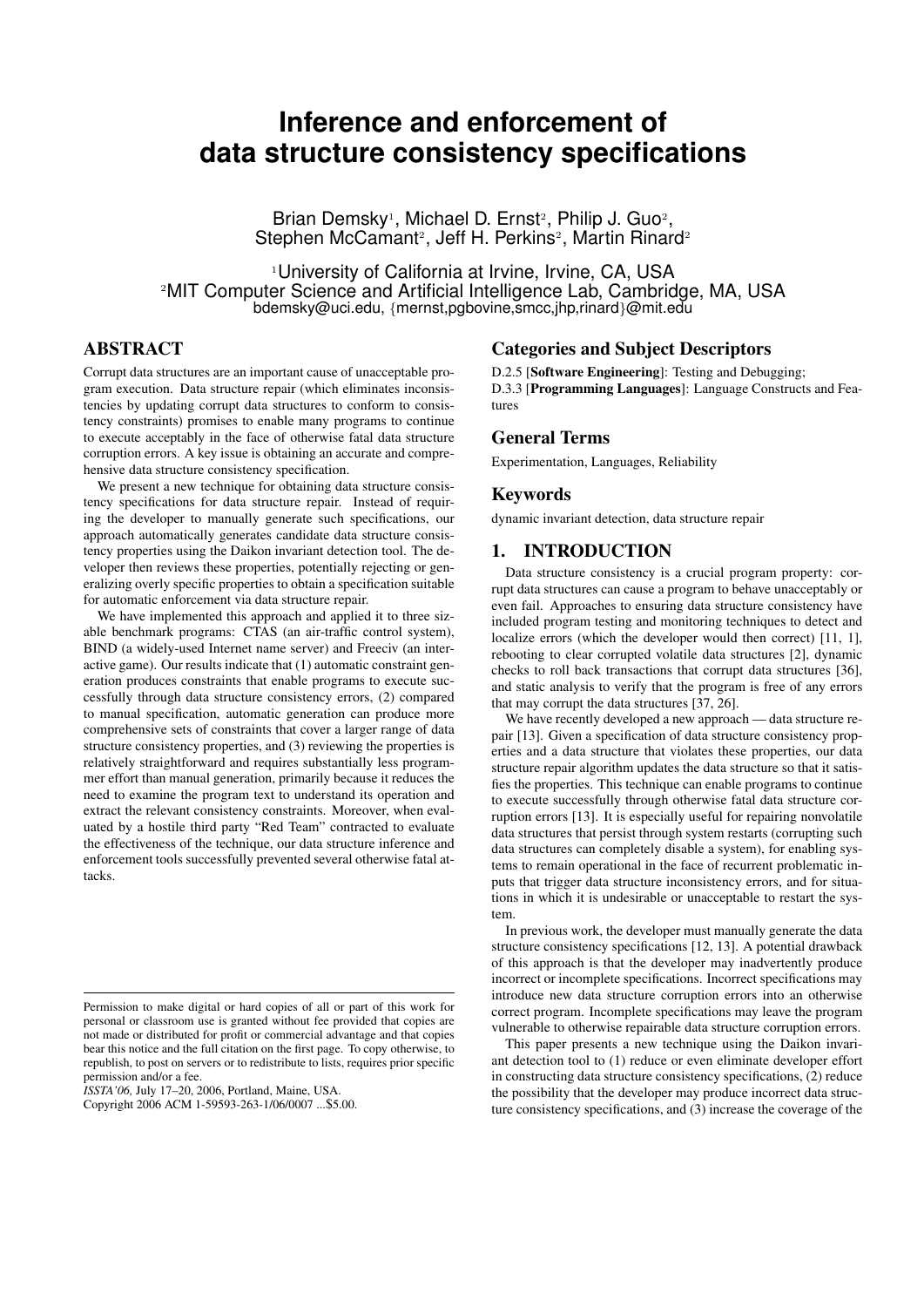# Inference and enforcement of data structure consistency specifications

Brian Demsky[1], Michael D. Ernst[2], Philip J. Guo[2], Stephen McCamant[2], Jeff H. Perkins[2], Martin Rinard[2]

[1]University of California at Irvine, Irvine, CA, USA
[2]MIT Computer Science and Artificial Intelligence Lab, Cambridge, MA, USA
bdemsky@uci.edu, {mernst,pgbovine,smcc,jhp,rinard}@mit.edu

## ABSTRACT

Corrupt data structures are an important cause of unacceptable program execution. Data structure repair (which eliminates inconsistencies by updating corrupt data structures to conform to consistency constraints) promises to enable many programs to continue to execute acceptably in the face of otherwise fatal data structure corruption errors. A key issue is obtaining an accurate and comprehensive data structure consistency specification.

We present a new technique for obtaining data structure consistency specifications for data structure repair. Instead of requiring the developer to manually generate such specifications, our approach automatically generates candidate data structure consistency properties using the Daikon invariant detection tool. The developer then reviews these properties, potentially rejecting or generalizing overly specific properties to obtain a specification suitable for automatic enforcement via data structure repair.

We have implemented this approach and applied it to three sizable benchmark programs: CTAS (an air-traffic control system), BIND (a widely-used Internet name server) and Freeciv (an interactive game). Our results indicate that (1) automatic constraint generation produces constraints that enable programs to execute successfully through data structure consistency errors, (2) compared to manual specification, automatic generation can produce more comprehensive sets of constraints that cover a larger range of data structure consistency properties, and (3) reviewing the properties is relatively straightforward and requires substantially less programmer effort than manual generation, primarily because it reduces the need to examine the program text to understand its operation and extract the relevant consistency constraints. Moreover, when evaluated by a hostile third party "Red Team" contracted to evaluate the effectiveness of the technique, our data structure inference and enforcement tools successfully prevented several otherwise fatal attacks.

Permission to make digital or hard copies of all or part of this work for personal or classroom use is granted without fee provided that copies are not made or distributed for profit or commercial advantage and that copies bear this notice and the full citation on the first page. To copy otherwise, to republish, to post on servers or to redistribute to lists, requires prior specific permission and/or a fee.
*ISSTA'06,* July 17–20, 2006, Portland, Maine, USA.
Copyright 2006 ACM 1-59593-263-1/06/0007 ...$5.00.

## Categories and Subject Descriptors

D.2.5 [**Software Engineering**]: Testing and Debugging;
D.3.3 [**Programming Languages**]: Language Constructs and Features

## General Terms

Experimentation, Languages, Reliability

## Keywords

dynamic invariant detection, data structure repair

## 1. INTRODUCTION

Data structure consistency is a crucial program property: corrupt data structures can cause a program to behave unacceptably or even fail. Approaches to ensuring data structure consistency have included program testing and monitoring techniques to detect and localize errors (which the developer would then correct) [11, 1], rebooting to clear corrupted volatile data structures [2], dynamic checks to roll back transactions that corrupt data structures [36], and static analysis to verify that the program is free of any errors that may corrupt the data structures [37, 26].

We have recently developed a new approach — data structure repair [13]. Given a specification of data structure consistency properties and a data structure that violates these properties, our data structure repair algorithm updates the data structure so that it satisfies the properties. This technique can enable programs to continue to execute successfully through otherwise fatal data structure corruption errors [13]. It is especially useful for repairing nonvolatile data structures that persist through system restarts (corrupting such data structures can completely disable a system), for enabling systems to remain operational in the face of recurrent problematic inputs that trigger data structure inconsistency errors, and for situations in which it is undesirable or unacceptable to restart the system.

In previous work, the developer must manually generate the data structure consistency specifications [12, 13]. A potential drawback of this approach is that the developer may inadvertently produce incorrect or incomplete specifications. Incorrect specifications may introduce new data structure corruption errors into an otherwise correct program. Incomplete specifications may leave the program vulnerable to otherwise repairable data structure corruption errors.

This paper presents a new technique using the Daikon invariant detection tool to (1) reduce or even eliminate developer effort in constructing data structure consistency specifications, (2) reduce the possibility that the developer may produce incorrect data structure consistency specifications, and (3) increase the coverage of the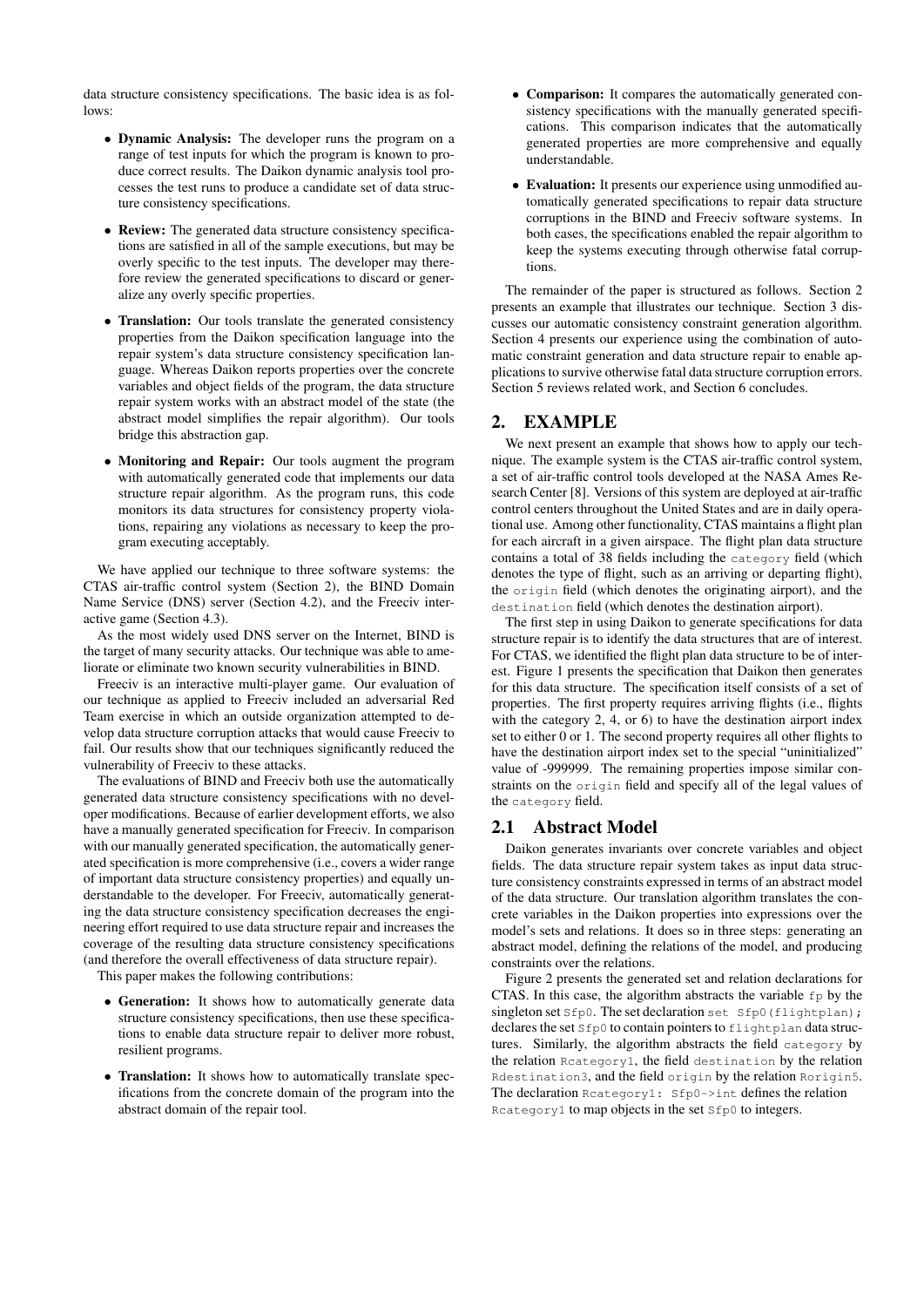data structure consistency specifications. The basic idea is as follows:

- **Dynamic Analysis:** The developer runs the program on a range of test inputs for which the program is known to produce correct results. The Daikon dynamic analysis tool processes the test runs to produce a candidate set of data structure consistency specifications.
- **Review:** The generated data structure consistency specifications are satisfied in all of the sample executions, but may be overly specific to the test inputs. The developer may therefore review the generated specifications to discard or generalize any overly specific properties.
- **Translation:** Our tools translate the generated consistency properties from the Daikon specification language into the repair system's data structure consistency specification language. Whereas Daikon reports properties over the concrete variables and object fields of the program, the data structure repair system works with an abstract model of the state (the abstract model simplifies the repair algorithm). Our tools bridge this abstraction gap.
- **Monitoring and Repair:** Our tools augment the program with automatically generated code that implements our data structure repair algorithm. As the program runs, this code monitors its data structures for consistency property violations, repairing any violations as necessary to keep the program executing acceptably.

We have applied our technique to three software systems: the CTAS air-traffic control system (Section 2), the BIND Domain Name Service (DNS) server (Section 4.2), and the Freeciv interactive game (Section 4.3).

As the most widely used DNS server on the Internet, BIND is the target of many security attacks. Our technique was able to ameliorate or eliminate two known security vulnerabilities in BIND.

Freeciv is an interactive multi-player game. Our evaluation of our technique as applied to Freeciv included an adversarial Red Team exercise in which an outside organization attempted to develop data structure corruption attacks that would cause Freeciv to fail. Our results show that our techniques significantly reduced the vulnerability of Freeciv to these attacks.

The evaluations of BIND and Freeciv both use the automatically generated data structure consistency specifications with no developer modifications. Because of earlier development efforts, we also have a manually generated specification for Freeciv. In comparison with our manually generated specification, the automatically generated specification is more comprehensive (i.e., covers a wider range of important data structure consistency properties) and equally understandable to the developer. For Freeciv, automatically generating the data structure consistency specification decreases the engineering effort required to use data structure repair and increases the coverage of the resulting data structure consistency specifications (and therefore the overall effectiveness of data structure repair).

This paper makes the following contributions:

- **Generation:** It shows how to automatically generate data structure consistency specifications, then use these specifications to enable data structure repair to deliver more robust, resilient programs.
- **Translation:** It shows how to automatically translate specifications from the concrete domain of the program into the abstract domain of the repair tool.
- **Comparison:** It compares the automatically generated consistency specifications with the manually generated specifications. This comparison indicates that the automatically generated properties are more comprehensive and equally understandable.
- **Evaluation:** It presents our experience using unmodified automatically generated specifications to repair data structure corruptions in the BIND and Freeciv software systems. In both cases, the specifications enabled the repair algorithm to keep the systems executing through otherwise fatal corruptions.

The remainder of the paper is structured as follows. Section 2 presents an example that illustrates our technique. Section 3 discusses our automatic consistency constraint generation algorithm. Section 4 presents our experience using the combination of automatic constraint generation and data structure repair to enable applications to survive otherwise fatal data structure corruption errors. Section 5 reviews related work, and Section 6 concludes.

## 2. EXAMPLE

We next present an example that shows how to apply our technique. The example system is the CTAS air-traffic control system, a set of air-traffic control tools developed at the NASA Ames Research Center [8]. Versions of this system are deployed at air-traffic control centers throughout the United States and are in daily operational use. Among other functionality, CTAS maintains a flight plan for each aircraft in a given airspace. The flight plan data structure contains a total of 38 fields including the `category` field (which denotes the type of flight, such as an arriving or departing flight), the `origin` field (which denotes the originating airport), and the `destination` field (which denotes the destination airport).

The first step in using Daikon to generate specifications for data structure repair is to identify the data structures that are of interest. For CTAS, we identified the flight plan data structure to be of interest. Figure 1 presents the specification that Daikon then generates for this data structure. The specification itself consists of a set of properties. The first property requires arriving flights (i.e., flights with the category 2, 4, or 6) to have the destination airport index set to either 0 or 1. The second property requires all other flights to have the destination airport index set to the special "uninitialized" value of -999999. The remaining properties impose similar constraints on the `origin` field and specify all of the legal values of the `category` field.

### 2.1 Abstract Model

Daikon generates invariants over concrete variables and object fields. The data structure repair system takes as input data structure consistency constraints expressed in terms of an abstract model of the data structure. Our translation algorithm translates the concrete variables in the Daikon properties into expressions over the model's sets and relations. It does so in three steps: generating an abstract model, defining the relations of the model, and producing constraints over the relations.

Figure 2 presents the generated set and relation declarations for CTAS. In this case, the algorithm abstracts the variable `fp` by the singleton set `Sfp0`. The set declaration `set Sfp0(flightplan);` declares the set `Sfp0` to contain pointers to `flightplan` data structures. Similarly, the algorithm abstracts the field `category` by the relation `Rcategory1`, the field `destination` by the relation `Rdestination3`, and the field `origin` by the relation `Rorigin5`. The declaration `Rcategory1: Sfp0->int` defines the relation `Rcategory1` to map objects in the set `Sfp0` to integers.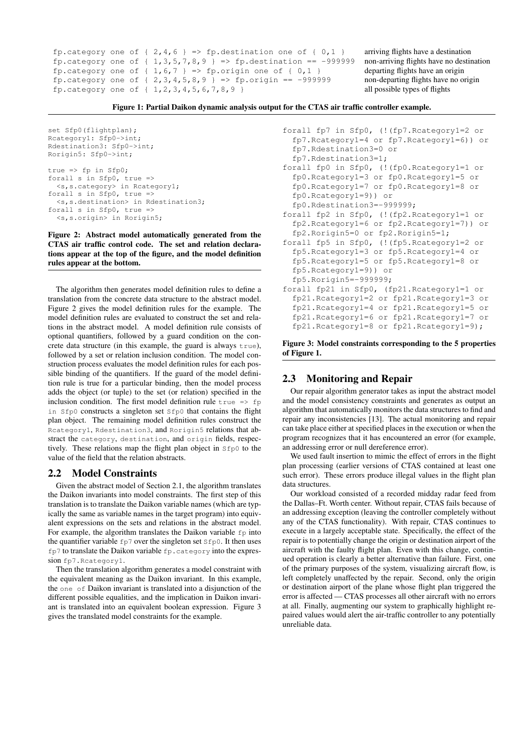```
fp.category one of { 2,4,6 } => fp.destination one of { 0,1 }        arriving flights have a destination
fp.category one of { 1,3,5,7,8,9 } => fp.destination == -999999      non-arriving flights have no destination
fp.category one of { 1,6,7 } => fp.origin one of { 0,1 }             departing flights have an origin
fp.category one of { 2,3,4,5,8,9 } => fp.origin == -999999           non-departing flights have no origin
fp.category one of { 1,2,3,4,5,6,7,8,9 }                             all possible types of flights
```

**Figure 1: Partial Daikon dynamic analysis output for the CTAS air traffic controller example.**

```
set Sfp0(flightplan);
Rcategory1: Sfp0->int;
Rdestination3: Sfp0->int;
Rorigin5: Sfp0->int;

true => fp in Sfp0;
forall s in Sfp0, true =>
  <s,s.category> in Rcategory1;
forall s in Sfp0, true =>
  <s,s.destination> in Rdestination3;
forall s in Sfp0, true =>
  <s,s.origin> in Rorigin5;
```

**Figure 2: Abstract model automatically generated from the CTAS air traffic control code. The set and relation declarations appear at the top of the figure, and the model definition rules appear at the bottom.**

The algorithm then generates model definition rules to define a translation from the concrete data structure to the abstract model. Figure 2 gives the model definition rules for the example. The model definition rules are evaluated to construct the set and relations in the abstract model. A model definition rule consists of optional quantifiers, followed by a guard condition on the concrete data structure (in this example, the guard is always `true`), followed by a set or relation inclusion condition. The model construction process evaluates the model definition rules for each possible binding of the quantifiers. If the guard of the model definition rule is true for a particular binding, then the model process adds the object (or tuple) to the set (or relation) specified in the inclusion condition. The first model definition rule `true => fp in Sfp0` constructs a singleton set `Sfp0` that contains the flight plan object. The remaining model definition rules construct the `Rcategory1`, `Rdestination3`, and `Rorigin5` relations that abstract the `category`, `destination`, and `origin` fields, respectively. These relations map the flight plan object in `Sfp0` to the value of the field that the relation abstracts.

## 2.2 Model Constraints

Given the abstract model of Section 2.1, the algorithm translates the Daikon invariants into model constraints. The first step of this translation is to translate the Daikon variable names (which are typically the same as variable names in the target program) into equivalent expressions on the sets and relations in the abstract model. For example, the algorithm translates the Daikon variable `fp` into the quantifier variable `fp7` over the singleton set `Sfp0`. It then uses `fp7` to translate the Daikon variable `fp.category` into the expression `fp7.Rcategory1`.

Then the translation algorithm generates a model constraint with the equivalent meaning as the Daikon invariant. In this example, the `one of` Daikon invariant is translated into a disjunction of the different possible equalities, and the implication in Daikon invariant is translated into an equivalent boolean expression. Figure 3 gives the translated model constraints for the example.

```
forall fp7 in Sfp0, (!(fp7.Rcategory1=2 or
  fp7.Rcategory1=4 or fp7.Rcategory1=6)) or
  fp7.Rdestination3=0 or
  fp7.Rdestination3=1;
forall fp0 in Sfp0, (!(fp0.Rcategory1=1 or
  fp0.Rcategory1=3 or fp0.Rcategory1=5 or
  fp0.Rcategory1=7 or fp0.Rcategory1=8 or
  fp0.Rcategory1=9)) or
  fp0.Rdestination3=-999999;
forall fp2 in Sfp0, (!(fp2.Rcategory1=1 or
  fp2.Rcategory1=6 or fp2.Rcategory1=7)) or
  fp2.Rorigin5=0 or fp2.Rorigin5=1;
forall fp5 in Sfp0, (!(fp5.Rcategory1=2 or
  fp5.Rcategory1=3 or fp5.Rcategory1=4 or
  fp5.Rcategory1=5 or fp5.Rcategory1=8 or
  fp5.Rcategory1=9)) or
  fp5.Rorigin5=-999999;
forall fp21 in Sfp0, (fp21.Rcategory1=1 or
  fp21.Rcategory1=2 or fp21.Rcategory1=3 or
  fp21.Rcategory1=4 or fp21.Rcategory1=5 or
  fp21.Rcategory1=6 or fp21.Rcategory1=7 or
  fp21.Rcategory1=8 or fp21.Rcategory1=9);
```

**Figure 3: Model constraints corresponding to the 5 properties of Figure 1.**

## 2.3 Monitoring and Repair

Our repair algorithm generator takes as input the abstract model and the model consistency constraints and generates as output an algorithm that automatically monitors the data structures to find and repair any inconsistencies [13]. The actual monitoring and repair can take place either at specified places in the execution or when the program recognizes that it has encountered an error (for example, an addressing error or null dereference error).

We used fault insertion to mimic the effect of errors in the flight plan processing (earlier versions of CTAS contained at least one such error). These errors produce illegal values in the flight plan data structures.

Our workload consisted of a recorded midday radar feed from the Dallas–Ft. Worth center. Without repair, CTAS fails because of an addressing exception (leaving the controller completely without any of the CTAS functionality). With repair, CTAS continues to execute in a largely acceptable state. Specifically, the effect of the repair is to potentially change the origin or destination airport of the aircraft with the faulty flight plan. Even with this change, continued operation is clearly a better alternative than failure. First, one of the primary purposes of the system, visualizing aircraft flow, is left completely unaffected by the repair. Second, only the origin or destination airport of the plane whose flight plan triggered the error is affected — CTAS processes all other aircraft with no errors at all. Finally, augmenting our system to graphically highlight repaired values would alert the air-traffic controller to any potentially unreliable data.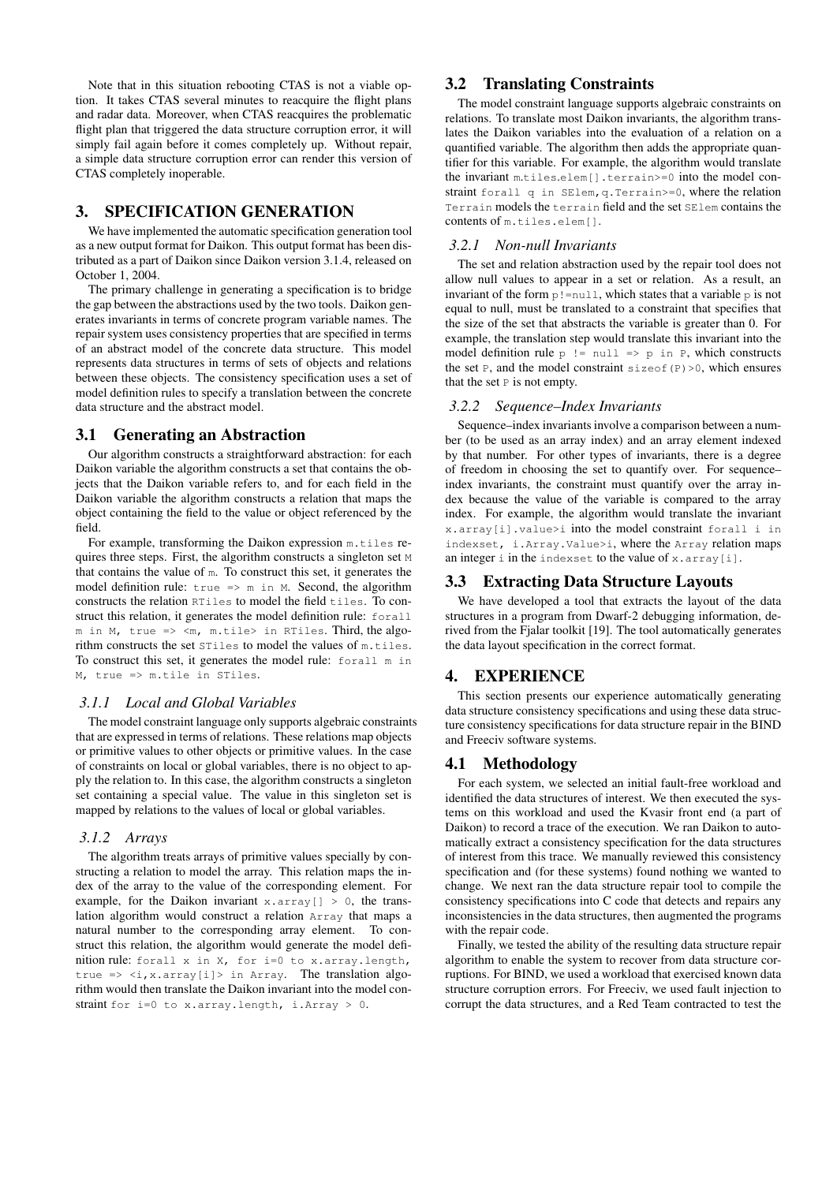Note that in this situation rebooting CTAS is not a viable option. It takes CTAS several minutes to reacquire the flight plans and radar data. Moreover, when CTAS reacquires the problematic flight plan that triggered the data structure corruption error, it will simply fail again before it comes completely up. Without repair, a simple data structure corruption error can render this version of CTAS completely inoperable.

# 3. SPECIFICATION GENERATION

We have implemented the automatic specification generation tool as a new output format for Daikon. This output format has been distributed as a part of Daikon since Daikon version 3.1.4, released on October 1, 2004.

The primary challenge in generating a specification is to bridge the gap between the abstractions used by the two tools. Daikon generates invariants in terms of concrete program variable names. The repair system uses consistency properties that are specified in terms of an abstract model of the concrete data structure. This model represents data structures in terms of sets of objects and relations between these objects. The consistency specification uses a set of model definition rules to specify a translation between the concrete data structure and the abstract model.

## 3.1 Generating an Abstraction

Our algorithm constructs a straightforward abstraction: for each Daikon variable the algorithm constructs a set that contains the objects that the Daikon variable refers to, and for each field in the Daikon variable the algorithm constructs a relation that maps the object containing the field to the value or object referenced by the field.

For example, transforming the Daikon expression `m.tiles` requires three steps. First, the algorithm constructs a singleton set `M` that contains the value of `m`. To construct this set, it generates the model definition rule: `true => m in M`. Second, the algorithm constructs the relation `RTiles` to model the field `tiles`. To construct this relation, it generates the model definition rule: `forall m in M, true => <m, m.tile> in RTiles`. Third, the algorithm constructs the set `STiles` to model the values of `m.tiles`. To construct this set, it generates the model rule: `forall m in M, true => m.tile in STiles`.

### 3.1.1 Local and Global Variables

The model constraint language only supports algebraic constraints that are expressed in terms of relations. These relations map objects or primitive values to other objects or primitive values. In the case of constraints on local or global variables, there is no object to apply the relation to. In this case, the algorithm constructs a singleton set containing a special value. The value in this singleton set is mapped by relations to the values of local or global variables.

### 3.1.2 Arrays

The algorithm treats arrays of primitive values specially by constructing a relation to model the array. This relation maps the index of the array to the value of the corresponding element. For example, for the Daikon invariant `x.array[] > 0`, the translation algorithm would construct a relation `Array` that maps a natural number to the corresponding array element. To construct this relation, the algorithm would generate the model definition rule: `forall x in X, for i=0 to x.array.length, true => <i,x.array[i]> in Array`. The translation algorithm would then translate the Daikon invariant into the model constraint `for i=0 to x.array.length, i.Array > 0`.

## 3.2 Translating Constraints

The model constraint language supports algebraic constraints on relations. To translate most Daikon invariants, the algorithm translates the Daikon variables into the evaluation of a relation on a quantified variable. The algorithm then adds the appropriate quantifier for this variable. For example, the algorithm would translate the invariant `m.tiles.elem[].terrain>=0` into the model constraint `forall q in SElem,q.Terrain>=0`, where the relation `Terrain` models the `terrain` field and the set `SElem` contains the contents of `m.tiles.elem[]`.

### 3.2.1 Non-null Invariants

The set and relation abstraction used by the repair tool does not allow null values to appear in a set or relation. As a result, an invariant of the form `p!=null`, which states that a variable `p` is not equal to null, must be translated to a constraint that specifies that the size of the set that abstracts the variable is greater than 0. For example, the translation step would translate this invariant into the model definition rule `p != null => p in P`, which constructs the set `P`, and the model constraint `sizeof(P)>0`, which ensures that the set `P` is not empty.

### 3.2.2 Sequence–Index Invariants

Sequence–index invariants involve a comparison between a number (to be used as an array index) and an array element indexed by that number. For other types of invariants, there is a degree of freedom in choosing the set to quantify over. For sequence–index invariants, the constraint must quantify over the array index because the value of the variable is compared to the array index. For example, the algorithm would translate the invariant `x.array[i].value>i` into the model constraint `forall i in indexset, i.Array.Value>i`, where the `Array` relation maps an integer `i` in the `indexset` to the value of `x.array[i]`.

## 3.3 Extracting Data Structure Layouts

We have developed a tool that extracts the layout of the data structures in a program from Dwarf-2 debugging information, derived from the Fjalar toolkit [19]. The tool automatically generates the data layout specification in the correct format.

# 4. EXPERIENCE

This section presents our experience automatically generating data structure consistency specifications and using these data structure consistency specifications for data structure repair in the BIND and Freeciv software systems.

## 4.1 Methodology

For each system, we selected an initial fault-free workload and identified the data structures of interest. We then executed the systems on this workload and used the Kvasir front end (a part of Daikon) to record a trace of the execution. We ran Daikon to automatically extract a consistency specification for the data structures of interest from this trace. We manually reviewed this consistency specification and (for these systems) found nothing we wanted to change. We next ran the data structure repair tool to compile the consistency specifications into C code that detects and repairs any inconsistencies in the data structures, then augmented the programs with the repair code.

Finally, we tested the ability of the resulting data structure repair algorithm to enable the system to recover from data structure corruptions. For BIND, we used a workload that exercised known data structure corruption errors. For Freeciv, we used fault injection to corrupt the data structures, and a Red Team contracted to test the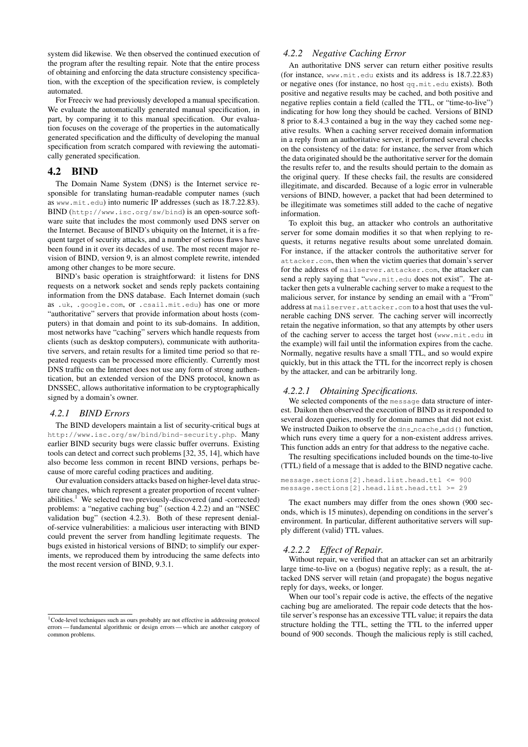system did likewise. We then observed the continued execution of the program after the resulting repair. Note that the entire process of obtaining and enforcing the data structure consistency specification, with the exception of the specification review, is completely automated.

For Freeciv we had previously developed a manual specification. We evaluate the automatically generated manual specification, in part, by comparing it to this manual specification. Our evaluation focuses on the coverage of the properties in the automatically generated specification and the difficulty of developing the manual specification from scratch compared with reviewing the automatically generated specification.

## 4.2 BIND

The Domain Name System (DNS) is the Internet service responsible for translating human-readable computer names (such as `www.mit.edu`) into numeric IP addresses (such as 18.7.22.83). BIND (`http://www.isc.org/sw/bind`) is an open-source software suite that includes the most commonly used DNS server on the Internet. Because of BIND's ubiquity on the Internet, it is a frequent target of security attacks, and a number of serious flaws have been found in it over its decades of use. The most recent major revision of BIND, version 9, is an almost complete rewrite, intended among other changes to be more secure.

BIND's basic operation is straightforward: it listens for DNS requests on a network socket and sends reply packets containing information from the DNS database. Each Internet domain (such as `.uk`, `.google.com`, or `.csail.mit.edu`) has one or more "authoritative" servers that provide information about hosts (computers) in that domain and point to its sub-domains. In addition, most networks have "caching" servers which handle requests from clients (such as desktop computers), communicate with authoritative servers, and retain results for a limited time period so that repeated requests can be processed more efficiently. Currently most DNS traffic on the Internet does not use any form of strong authentication, but an extended version of the DNS protocol, known as DNSSEC, allows authoritative information to be cryptographically signed by a domain's owner.

### *4.2.1 BIND Errors*

The BIND developers maintain a list of security-critical bugs at `http://www.isc.org/sw/bind/bind-security.php`. Many earlier BIND security bugs were classic buffer overruns. Existing tools can detect and correct such problems [32, 35, 14], which have also become less common in recent BIND versions, perhaps because of more careful coding practices and auditing.

Our evaluation considers attacks based on higher-level data structure changes, which represent a greater proportion of recent vulnerabilities.[1] We selected two previously-discovered (and -corrected) problems: a "negative caching bug" (section 4.2.2) and an "NSEC validation bug" (section 4.2.3). Both of these represent denial-of-service vulnerabilities: a malicious user interacting with BIND could prevent the server from handling legitimate requests. The bugs existed in historical versions of BIND; to simplify our experiments, we reproduced them by introducing the same defects into the most recent version of BIND, 9.3.1.

[1] Code-level techniques such as ours probably are not effective in addressing protocol errors — fundamental algorithmic or design errors — which are another category of common problems.

### *4.2.2 Negative Caching Error*

An authoritative DNS server can return either positive results (for instance, `www.mit.edu` exists and its address is 18.7.22.83) or negative ones (for instance, no host `qq.mit.edu` exists). Both positive and negative results may be cached, and both positive and negative replies contain a field (called the TTL, or "time-to-live") indicating for how long they should be cached. Versions of BIND 8 prior to 8.4.3 contained a bug in the way they cached some negative results. When a caching server received domain information in a reply from an authoritative server, it performed several checks on the consistency of the data: for instance, the server from which the data originated should be the authoritative server for the domain the results refer to, and the results should pertain to the domain as the original query. If these checks fail, the results are considered illegitimate, and discarded. Because of a logic error in vulnerable versions of BIND, however, a packet that had been determined to be illegitimate was sometimes still added to the cache of negative information.

To exploit this bug, an attacker who controls an authoritative server for some domain modifies it so that when replying to requests, it returns negative results about some unrelated domain. For instance, if the attacker controls the authoritative server for `attacker.com`, then when the victim queries that domain's server for the address of `mailserver.attacker.com`, the attacker can send a reply saying that "`www.mit.edu` does not exist". The attacker then gets a vulnerable caching server to make a request to the malicious server, for instance by sending an email with a "From" address at `mailserver.attacker.com` to a host that uses the vulnerable caching DNS server. The caching server will incorrectly retain the negative information, so that any attempts by other users of the caching server to access the target host (`www.mit.edu` in the example) will fail until the information expires from the cache. Normally, negative results have a small TTL, and so would expire quickly, but in this attack the TTL for the incorrect reply is chosen by the attacker, and can be arbitrarily long.

#### *4.2.2.1 Obtaining Specifications.*

We selected components of the `message` data structure of interest. Daikon then observed the execution of BIND as it responded to several dozen queries, mostly for domain names that did not exist. We instructed Daikon to observe the `dns_ncache_add()` function, which runs every time a query for a non-existent address arrives. This function adds an entry for that address to the negative cache.

The resulting specifications included bounds on the time-to-live (TTL) field of a message that is added to the BIND negative cache.

```
message.sections[2].head.list.head.ttl <= 900
message.sections[2].head.list.head.ttl >= 29
```

The exact numbers may differ from the ones shown (900 seconds, which is 15 minutes), depending on conditions in the server's environment. In particular, different authoritative servers will supply different (valid) TTL values.

#### *4.2.2.2 Effect of Repair.*

Without repair, we verified that an attacker can set an arbitrarily large time-to-live on a (bogus) negative reply; as a result, the attacked DNS server will retain (and propagate) the bogus negative reply for days, weeks, or longer.

When our tool's repair code is active, the effects of the negative caching bug are ameliorated. The repair code detects that the hostile server's response has an excessive TTL value; it repairs the data structure holding the TTL, setting the TTL to the inferred upper bound of 900 seconds. Though the malicious reply is still cached,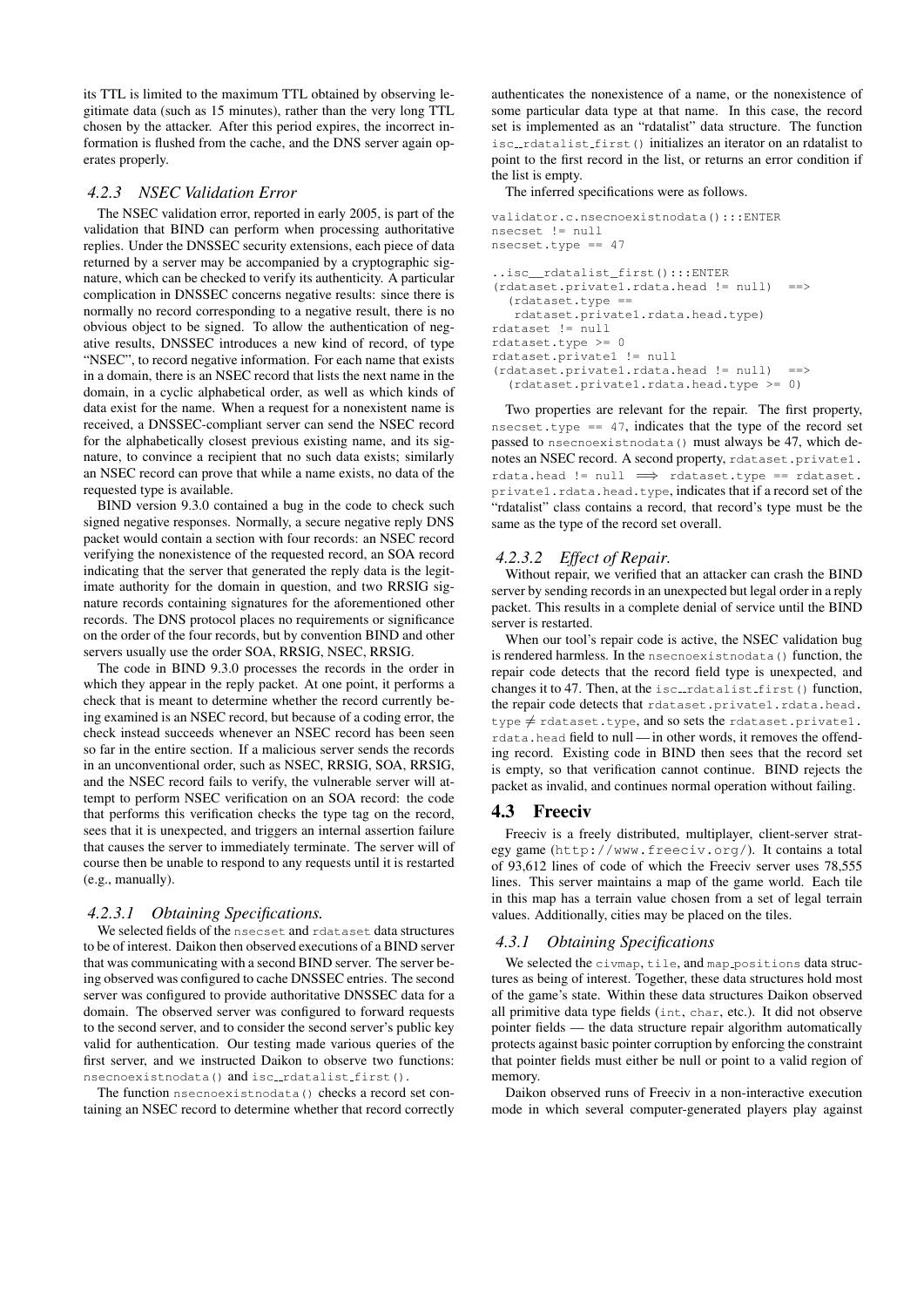its TTL is limited to the maximum TTL obtained by observing legitimate data (such as 15 minutes), rather than the very long TTL chosen by the attacker. After this period expires, the incorrect information is flushed from the cache, and the DNS server again operates properly.

#### *4.2.3 NSEC Validation Error*

The NSEC validation error, reported in early 2005, is part of the validation that BIND can perform when processing authoritative replies. Under the DNSSEC security extensions, each piece of data returned by a server may be accompanied by a cryptographic signature, which can be checked to verify its authenticity. A particular complication in DNSSEC concerns negative results: since there is normally no record corresponding to a negative result, there is no obvious object to be signed. To allow the authentication of negative results, DNSSEC introduces a new kind of record, of type "NSEC", to record negative information. For each name that exists in a domain, there is an NSEC record that lists the next name in the domain, in a cyclic alphabetical order, as well as which kinds of data exist for the name. When a request for a nonexistent name is received, a DNSSEC-compliant server can send the NSEC record for the alphabetically closest previous existing name, and its signature, to convince a recipient that no such data exists; similarly an NSEC record can prove that while a name exists, no data of the requested type is available.

BIND version 9.3.0 contained a bug in the code to check such signed negative responses. Normally, a secure negative reply DNS packet would contain a section with four records: an NSEC record verifying the nonexistence of the requested record, an SOA record indicating that the server that generated the reply data is the legitimate authority for the domain in question, and two RRSIG signature records containing signatures for the aforementioned other records. The DNS protocol places no requirements or significance on the order of the four records, but by convention BIND and other servers usually use the order SOA, RRSIG, NSEC, RRSIG.

The code in BIND 9.3.0 processes the records in the order in which they appear in the reply packet. At one point, it performs a check that is meant to determine whether the record currently being examined is an NSEC record, but because of a coding error, the check instead succeeds whenever an NSEC record has been seen so far in the entire section. If a malicious server sends the records in an unconventional order, such as NSEC, RRSIG, SOA, RRSIG, and the NSEC record fails to verify, the vulnerable server will attempt to perform NSEC verification on an SOA record: the code that performs this verification checks the type tag on the record, sees that it is unexpected, and triggers an internal assertion failure that causes the server to immediately terminate. The server will of course then be unable to respond to any requests until it is restarted (e.g., manually).

##### *4.2.3.1 Obtaining Specifications.*

We selected fields of the `nsecset` and `rdataset` data structures to be of interest. Daikon then observed executions of a BIND server that was communicating with a second BIND server. The server being observed was configured to cache DNSSEC entries. The second server was configured to provide authoritative DNSSEC data for a domain. The observed server was configured to forward requests to the second server, and to consider the second server's public key valid for authentication. Our testing made various queries of the first server, and we instructed Daikon to observe two functions: `nsecnoexistnodata()` and `isc__rdatalist_first()`.

The function `nsecnoexistnodata()` checks a record set containing an NSEC record to determine whether that record correctly authenticates the nonexistence of a name, or the nonexistence of some particular data type at that name. In this case, the record set is implemented as an "rdatalist" data structure. The function `isc__rdatalist_first()` initializes an iterator on an rdatalist to point to the first record in the list, or returns an error condition if the list is empty.

The inferred specifications were as follows.

```
validator.c.nsecnoexistnodata():::ENTER
nsecset != null
nsecset.type == 47

..isc__rdatalist_first():::ENTER
(rdataset.private1.rdata.head != null)  ==>
  (rdataset.type ==
   rdataset.private1.rdata.head.type)
rdataset != null
rdataset.type >= 0
rdataset.private1 != null
(rdataset.private1.rdata.head != null)  ==>
  (rdataset.private1.rdata.head.type >= 0)
```

Two properties are relevant for the repair. The first property, `nsecset.type == 47`, indicates that the type of the record set passed to `nsecnoexistnodata()` must always be 47, which denotes an NSEC record. A second property, `rdataset.private1.rdata.head != null` $\Longrightarrow$ `rdataset.type == rdataset.private1.rdata.head.type`, indicates that if a record set of the "rdatalist" class contains a record, that record's type must be the same as the type of the record set overall.

##### *4.2.3.2 Effect of Repair.*

Without repair, we verified that an attacker can crash the BIND server by sending records in an unexpected but legal order in a reply packet. This results in a complete denial of service until the BIND server is restarted.

When our tool's repair code is active, the NSEC validation bug is rendered harmless. In the `nsecnoexistnodata()` function, the repair code detects that the record field type is unexpected, and changes it to 47. Then, at the `isc__rdatalist_first()` function, the repair code detects that `rdataset.private1.rdata.head.type` $\neq$ `rdataset.type`, and so sets the `rdataset.private1.rdata.head` field to null — in other words, it removes the offending record. Existing code in BIND then sees that the record set is empty, so that verification cannot continue. BIND rejects the packet as invalid, and continues normal operation without failing.

### 4.3 Freeciv

Freeciv is a freely distributed, multiplayer, client-server strategy game (`http://www.freeciv.org/`). It contains a total of 93,612 lines of code of which the Freeciv server uses 78,555 lines. This server maintains a map of the game world. Each tile in this map has a terrain value chosen from a set of legal terrain values. Additionally, cities may be placed on the tiles.

#### *4.3.1 Obtaining Specifications*

We selected the `civmap`, `tile`, and `map_positions` data structures as being of interest. Together, these data structures hold most of the game's state. Within these data structures Daikon observed all primitive data type fields (`int`, `char`, etc.). It did not observe pointer fields — the data structure repair algorithm automatically protects against basic pointer corruption by enforcing the constraint that pointer fields must either be null or point to a valid region of memory.

Daikon observed runs of Freeciv in a non-interactive execution mode in which several computer-generated players play against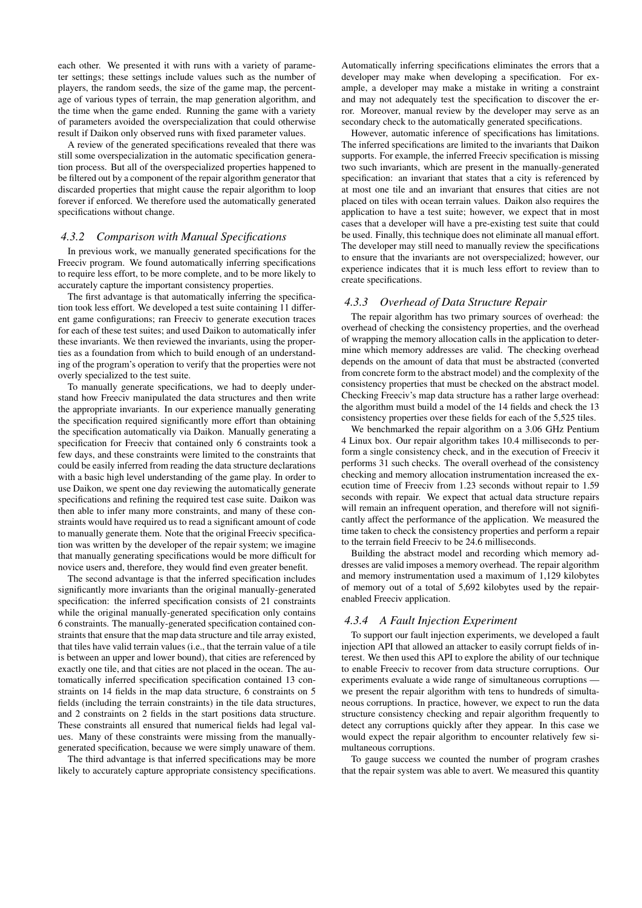each other. We presented it with runs with a variety of parameter settings; these settings include values such as the number of players, the random seeds, the size of the game map, the percentage of various types of terrain, the map generation algorithm, and the time when the game ended. Running the game with a variety of parameters avoided the overspecialization that could otherwise result if Daikon only observed runs with fixed parameter values.

A review of the generated specifications revealed that there was still some overspecialization in the automatic specification generation process. But all of the overspecialized properties happened to be filtered out by a component of the repair algorithm generator that discarded properties that might cause the repair algorithm to loop forever if enforced. We therefore used the automatically generated specifications without change.

### 4.3.2 Comparison with Manual Specifications

In previous work, we manually generated specifications for the Freeciv program. We found automatically inferring specifications to require less effort, to be more complete, and to be more likely to accurately capture the important consistency properties.

The first advantage is that automatically inferring the specification took less effort. We developed a test suite containing 11 different game configurations; ran Freeciv to generate execution traces for each of these test suites; and used Daikon to automatically infer these invariants. We then reviewed the invariants, using the properties as a foundation from which to build enough of an understanding of the program's operation to verify that the properties were not overly specialized to the test suite.

To manually generate specifications, we had to deeply understand how Freeciv manipulated the data structures and then write the appropriate invariants. In our experience manually generating the specification required significantly more effort than obtaining the specification automatically via Daikon. Manually generating a specification for Freeciv that contained only 6 constraints took a few days, and these constraints were limited to the constraints that could be easily inferred from reading the data structure declarations with a basic high level understanding of the game play. In order to use Daikon, we spent one day reviewing the automatically generate specifications and refining the required test case suite. Daikon was then able to infer many more constraints, and many of these constraints would have required us to read a significant amount of code to manually generate them. Note that the original Freeciv specification was written by the developer of the repair system; we imagine that manually generating specifications would be more difficult for novice users and, therefore, they would find even greater benefit.

The second advantage is that the inferred specification includes significantly more invariants than the original manually-generated specification: the inferred specification consists of 21 constraints while the original manually-generated specification only contains 6 constraints. The manually-generated specification contained constraints that ensure that the map data structure and tile array existed, that tiles have valid terrain values (i.e., that the terrain value of a tile is between an upper and lower bound), that cities are referenced by exactly one tile, and that cities are not placed in the ocean. The automatically inferred specification specification contained 13 constraints on 14 fields in the map data structure, 6 constraints on 5 fields (including the terrain constraints) in the tile data structures, and 2 constraints on 2 fields in the start positions data structure. These constraints all ensured that numerical fields had legal values. Many of these constraints were missing from the manually-generated specification, because we were simply unaware of them.

The third advantage is that inferred specifications may be more likely to accurately capture appropriate consistency specifications. Automatically inferring specifications eliminates the errors that a developer may make when developing a specification. For example, a developer may make a mistake in writing a constraint and may not adequately test the specification to discover the error. Moreover, manual review by the developer may serve as an secondary check to the automatically generated specifications.

However, automatic inference of specifications has limitations. The inferred specifications are limited to the invariants that Daikon supports. For example, the inferred Freeciv specification is missing two such invariants, which are present in the manually-generated specification: an invariant that states that a city is referenced by at most one tile and an invariant that ensures that cities are not placed on tiles with ocean terrain values. Daikon also requires the application to have a test suite; however, we expect that in most cases that a developer will have a pre-existing test suite that could be used. Finally, this technique does not eliminate all manual effort. The developer may still need to manually review the specifications to ensure that the invariants are not overspecialized; however, our experience indicates that it is much less effort to review than to create specifications.

### 4.3.3 Overhead of Data Structure Repair

The repair algorithm has two primary sources of overhead: the overhead of checking the consistency properties, and the overhead of wrapping the memory allocation calls in the application to determine which memory addresses are valid. The checking overhead depends on the amount of data that must be abstracted (converted from concrete form to the abstract model) and the complexity of the consistency properties that must be checked on the abstract model. Checking Freeciv's map data structure has a rather large overhead: the algorithm must build a model of the 14 fields and check the 13 consistency properties over these fields for each of the 5,525 tiles.

We benchmarked the repair algorithm on a 3.06 GHz Pentium 4 Linux box. Our repair algorithm takes 10.4 milliseconds to perform a single consistency check, and in the execution of Freeciv it performs 31 such checks. The overall overhead of the consistency checking and memory allocation instrumentation increased the execution time of Freeciv from 1.23 seconds without repair to 1.59 seconds with repair. We expect that actual data structure repairs will remain an infrequent operation, and therefore will not significantly affect the performance of the application. We measured the time taken to check the consistency properties and perform a repair to the terrain field Freeciv to be 24.6 milliseconds.

Building the abstract model and recording which memory addresses are valid imposes a memory overhead. The repair algorithm and memory instrumentation used a maximum of 1,129 kilobytes of memory out of a total of 5,692 kilobytes used by the repair-enabled Freeciv application.

### 4.3.4 A Fault Injection Experiment

To support our fault injection experiments, we developed a fault injection API that allowed an attacker to easily corrupt fields of interest. We then used this API to explore the ability of our technique to enable Freeciv to recover from data structure corruptions. Our experiments evaluate a wide range of simultaneous corruptions — we present the repair algorithm with tens to hundreds of simultaneous corruptions. In practice, however, we expect to run the data structure consistency checking and repair algorithm frequently to detect any corruptions quickly after they appear. In this case we would expect the repair algorithm to encounter relatively few simultaneous corruptions.

To gauge success we counted the number of program crashes that the repair system was able to avert. We measured this quantity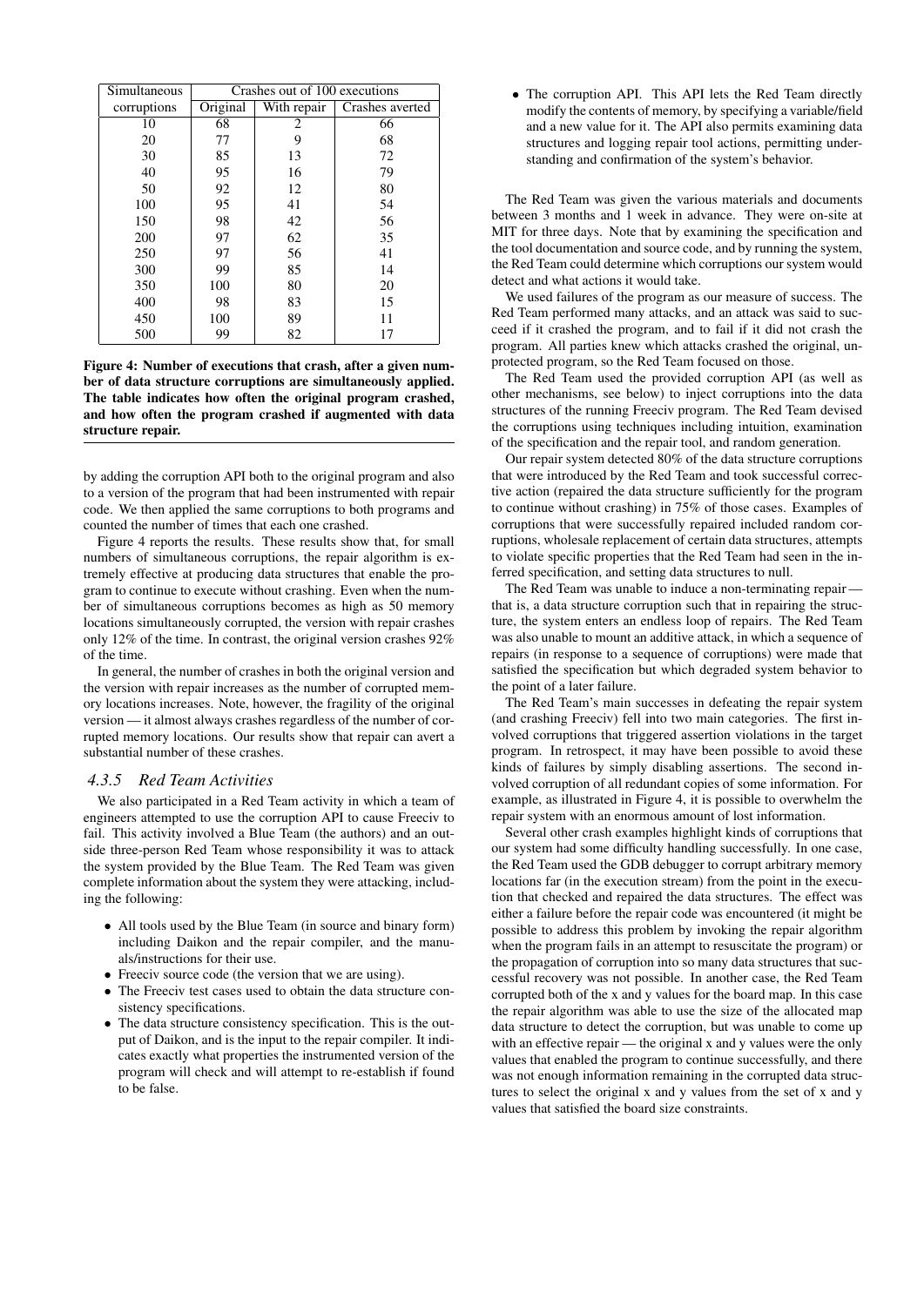| Simultaneous | Crashes out of 100 executions | | |
|---|---|---|---|
| corruptions | Original | With repair | Crashes averted |
| 10 | 68 | 2 | 66 |
| 20 | 77 | 9 | 68 |
| 30 | 85 | 13 | 72 |
| 40 | 95 | 16 | 79 |
| 50 | 92 | 12 | 80 |
| 100 | 95 | 41 | 54 |
| 150 | 98 | 42 | 56 |
| 200 | 97 | 62 | 35 |
| 250 | 97 | 56 | 41 |
| 300 | 99 | 85 | 14 |
| 350 | 100 | 80 | 20 |
| 400 | 98 | 83 | 15 |
| 450 | 100 | 89 | 11 |
| 500 | 99 | 82 | 17 |

**Figure 4: Number of executions that crash, after a given number of data structure corruptions are simultaneously applied. The table indicates how often the original program crashed, and how often the program crashed if augmented with data structure repair.**

by adding the corruption API both to the original program and also to a version of the program that had been instrumented with repair code. We then applied the same corruptions to both programs and counted the number of times that each one crashed.

Figure 4 reports the results. These results show that, for small numbers of simultaneous corruptions, the repair algorithm is extremely effective at producing data structures that enable the program to continue to execute without crashing. Even when the number of simultaneous corruptions becomes as high as 50 memory locations simultaneously corrupted, the version with repair crashes only 12% of the time. In contrast, the original version crashes 92% of the time.

In general, the number of crashes in both the original version and the version with repair increases as the number of corrupted memory locations increases. Note, however, the fragility of the original version — it almost always crashes regardless of the number of corrupted memory locations. Our results show that repair can avert a substantial number of these crashes.

### *4.3.5 Red Team Activities*

We also participated in a Red Team activity in which a team of engineers attempted to use the corruption API to cause Freeciv to fail. This activity involved a Blue Team (the authors) and an outside three-person Red Team whose responsibility it was to attack the system provided by the Blue Team. The Red Team was given complete information about the system they were attacking, including the following:

- All tools used by the Blue Team (in source and binary form) including Daikon and the repair compiler, and the manuals/instructions for their use.
- Freeciv source code (the version that we are using).
- The Freeciv test cases used to obtain the data structure consistency specifications.
- The data structure consistency specification. This is the output of Daikon, and is the input to the repair compiler. It indicates exactly what properties the instrumented version of the program will check and will attempt to re-establish if found to be false.
- The corruption API. This API lets the Red Team directly modify the contents of memory, by specifying a variable/field and a new value for it. The API also permits examining data structures and logging repair tool actions, permitting understanding and confirmation of the system's behavior.

The Red Team was given the various materials and documents between 3 months and 1 week in advance. They were on-site at MIT for three days. Note that by examining the specification and the tool documentation and source code, and by running the system, the Red Team could determine which corruptions our system would detect and what actions it would take.

We used failures of the program as our measure of success. The Red Team performed many attacks, and an attack was said to succeed if it crashed the program, and to fail if it did not crash the program. All parties knew which attacks crashed the original, unprotected program, so the Red Team focused on those.

The Red Team used the provided corruption API (as well as other mechanisms, see below) to inject corruptions into the data structures of the running Freeciv program. The Red Team devised the corruptions using techniques including intuition, examination of the specification and the repair tool, and random generation.

Our repair system detected 80% of the data structure corruptions that were introduced by the Red Team and took successful corrective action (repaired the data structure sufficiently for the program to continue without crashing) in 75% of those cases. Examples of corruptions that were successfully repaired included random corruptions, wholesale replacement of certain data structures, attempts to violate specific properties that the Red Team had seen in the inferred specification, and setting data structures to null.

The Red Team was unable to induce a non-terminating repair — that is, a data structure corruption such that in repairing the structure, the system enters an endless loop of repairs. The Red Team was also unable to mount an additive attack, in which a sequence of repairs (in response to a sequence of corruptions) were made that satisfied the specification but which degraded system behavior to the point of a later failure.

The Red Team's main successes in defeating the repair system (and crashing Freeciv) fell into two main categories. The first involved corruptions that triggered assertion violations in the target program. In retrospect, it may have been possible to avoid these kinds of failures by simply disabling assertions. The second involved corruption of all redundant copies of some information. For example, as illustrated in Figure 4, it is possible to overwhelm the repair system with an enormous amount of lost information.

Several other crash examples highlight kinds of corruptions that our system had some difficulty handling successfully. In one case, the Red Team used the GDB debugger to corrupt arbitrary memory locations far (in the execution stream) from the point in the execution that checked and repaired the data structures. The effect was either a failure before the repair code was encountered (it might be possible to address this problem by invoking the repair algorithm when the program fails in an attempt to resuscitate the program) or the propagation of corruption into so many data structures that successful recovery was not possible. In another case, the Red Team corrupted both of the x and y values for the board map. In this case the repair algorithm was able to use the size of the allocated map data structure to detect the corruption, but was unable to come up with an effective repair — the original x and y values were the only values that enabled the program to continue successfully, and there was not enough information remaining in the corrupted data structures to select the original x and y values from the set of x and y values that satisfied the board size constraints.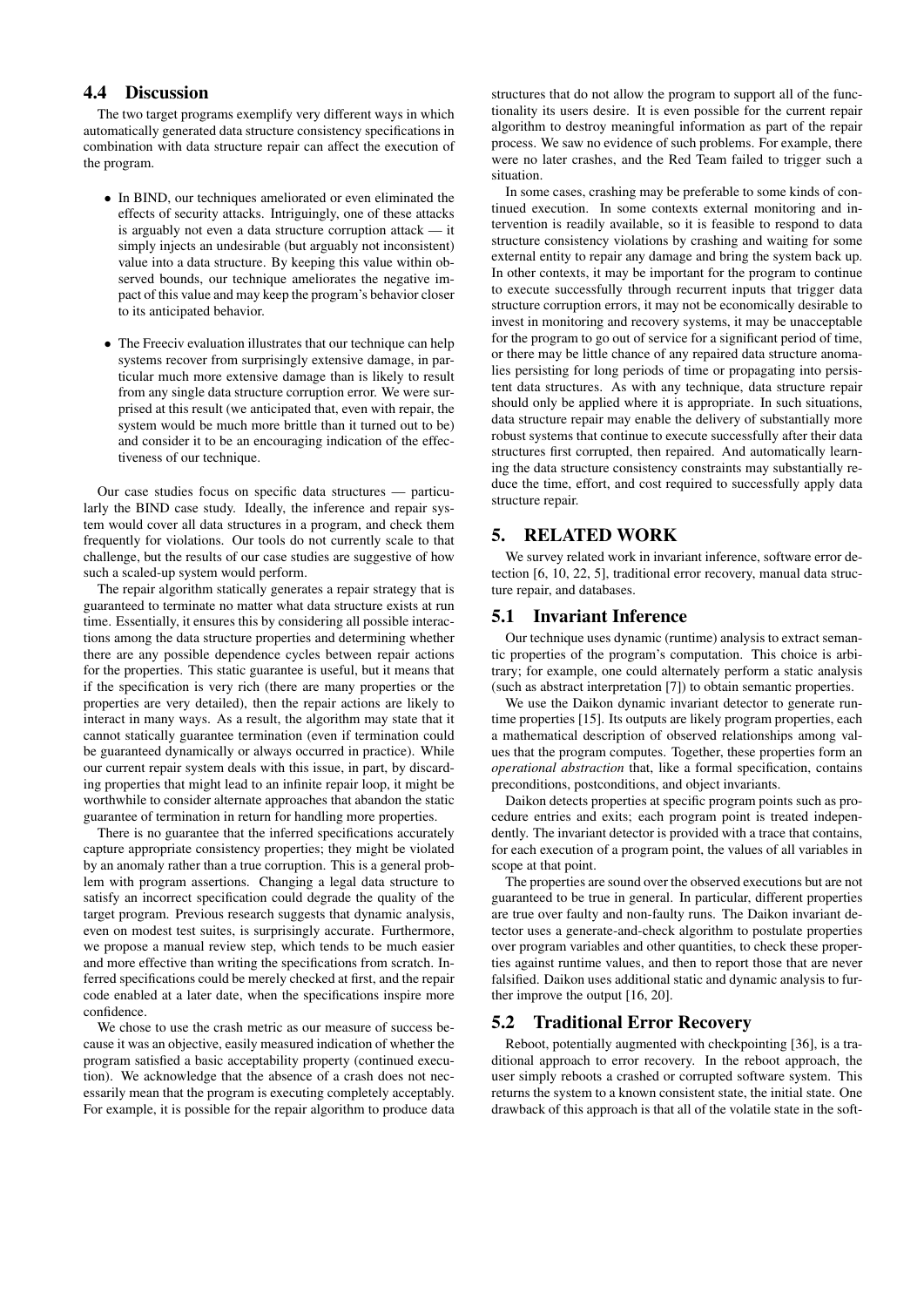### 4.4 Discussion

The two target programs exemplify very different ways in which automatically generated data structure consistency specifications in combination with data structure repair can affect the execution of the program.

- In BIND, our techniques ameliorated or even eliminated the effects of security attacks. Intriguingly, one of these attacks is arguably not even a data structure corruption attack — it simply injects an undesirable (but arguably not inconsistent) value into a data structure. By keeping this value within observed bounds, our technique ameliorates the negative impact of this value and may keep the program's behavior closer to its anticipated behavior.
- The Freeciv evaluation illustrates that our technique can help systems recover from surprisingly extensive damage, in particular much more extensive damage than is likely to result from any single data structure corruption error. We were surprised at this result (we anticipated that, even with repair, the system would be much more brittle than it turned out to be) and consider it to be an encouraging indication of the effectiveness of our technique.

Our case studies focus on specific data structures — particularly the BIND case study. Ideally, the inference and repair system would cover all data structures in a program, and check them frequently for violations. Our tools do not currently scale to that challenge, but the results of our case studies are suggestive of how such a scaled-up system would perform.

The repair algorithm statically generates a repair strategy that is guaranteed to terminate no matter what data structure exists at run time. Essentially, it ensures this by considering all possible interactions among the data structure properties and determining whether there are any possible dependence cycles between repair actions for the properties. This static guarantee is useful, but it means that if the specification is very rich (there are many properties or the properties are very detailed), then the repair actions are likely to interact in many ways. As a result, the algorithm may state that it cannot statically guarantee termination (even if termination could be guaranteed dynamically or always occurred in practice). While our current repair system deals with this issue, in part, by discarding properties that might lead to an infinite repair loop, it might be worthwhile to consider alternate approaches that abandon the static guarantee of termination in return for handling more properties.

There is no guarantee that the inferred specifications accurately capture appropriate consistency properties; they might be violated by an anomaly rather than a true corruption. This is a general problem with program assertions. Changing a legal data structure to satisfy an incorrect specification could degrade the quality of the target program. Previous research suggests that dynamic analysis, even on modest test suites, is surprisingly accurate. Furthermore, we propose a manual review step, which tends to be much easier and more effective than writing the specifications from scratch. Inferred specifications could be merely checked at first, and the repair code enabled at a later date, when the specifications inspire more confidence.

We chose to use the crash metric as our measure of success because it was an objective, easily measured indication of whether the program satisfied a basic acceptability property (continued execution). We acknowledge that the absence of a crash does not necessarily mean that the program is executing completely acceptably. For example, it is possible for the repair algorithm to produce data structures that do not allow the program to support all of the functionality its users desire. It is even possible for the current repair algorithm to destroy meaningful information as part of the repair process. We saw no evidence of such problems. For example, there were no later crashes, and the Red Team failed to trigger such a situation.

In some cases, crashing may be preferable to some kinds of continued execution. In some contexts external monitoring and intervention is readily available, so it is feasible to respond to data structure consistency violations by crashing and waiting for some external entity to repair any damage and bring the system back up. In other contexts, it may be important for the program to continue to execute successfully through recurrent inputs that trigger data structure corruption errors, it may not be economically desirable to invest in monitoring and recovery systems, it may be unacceptable for the program to go out of service for a significant period of time, or there may be little chance of any repaired data structure anomalies persisting for long periods of time or propagating into persistent data structures. As with any technique, data structure repair should only be applied where it is appropriate. In such situations, data structure repair may enable the delivery of substantially more robust systems that continue to execute successfully after their data structures first corrupted, then repaired. And automatically learning the data structure consistency constraints may substantially reduce the time, effort, and cost required to successfully apply data structure repair.

## 5. RELATED WORK

We survey related work in invariant inference, software error detection [6, 10, 22, 5], traditional error recovery, manual data structure repair, and databases.

### 5.1 Invariant Inference

Our technique uses dynamic (runtime) analysis to extract semantic properties of the program's computation. This choice is arbitrary; for example, one could alternately perform a static analysis (such as abstract interpretation [7]) to obtain semantic properties.

We use the Daikon dynamic invariant detector to generate runtime properties [15]. Its outputs are likely program properties, each a mathematical description of observed relationships among values that the program computes. Together, these properties form an *operational abstraction* that, like a formal specification, contains preconditions, postconditions, and object invariants.

Daikon detects properties at specific program points such as procedure entries and exits; each program point is treated independently. The invariant detector is provided with a trace that contains, for each execution of a program point, the values of all variables in scope at that point.

The properties are sound over the observed executions but are not guaranteed to be true in general. In particular, different properties are true over faulty and non-faulty runs. The Daikon invariant detector uses a generate-and-check algorithm to postulate properties over program variables and other quantities, to check these properties against runtime values, and then to report those that are never falsified. Daikon uses additional static and dynamic analysis to further improve the output [16, 20].

### 5.2 Traditional Error Recovery

Reboot, potentially augmented with checkpointing [36], is a traditional approach to error recovery. In the reboot approach, the user simply reboots a crashed or corrupted software system. This returns the system to a known consistent state, the initial state. One drawback of this approach is that all of the volatile state in the soft-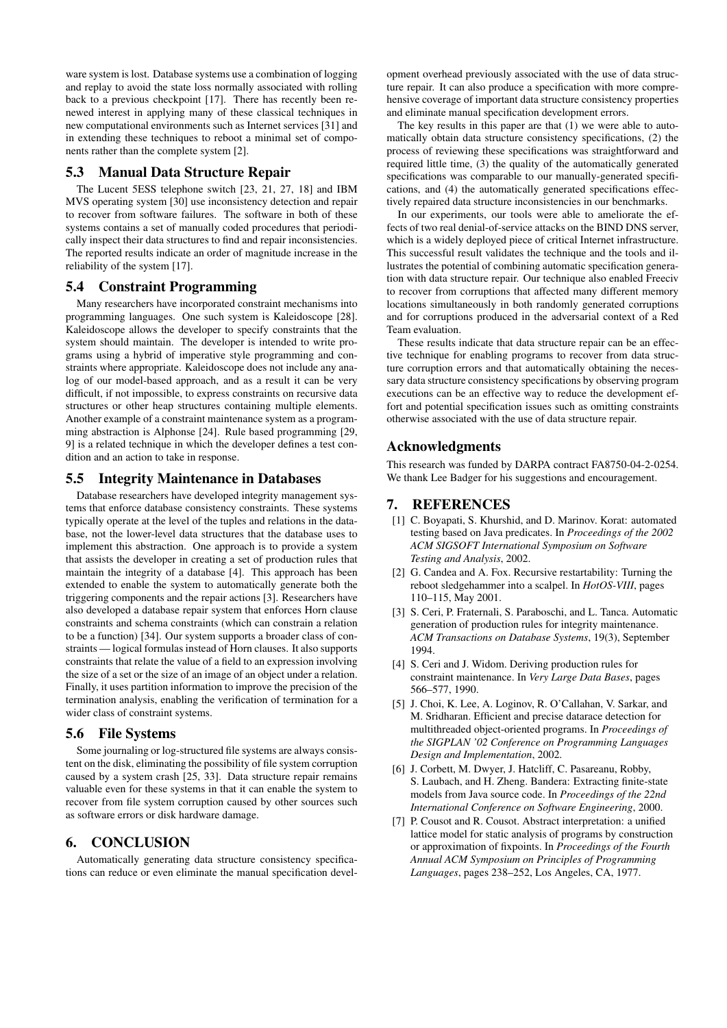ware system is lost. Database systems use a combination of logging and replay to avoid the state loss normally associated with rolling back to a previous checkpoint [17]. There has recently been renewed interest in applying many of these classical techniques in new computational environments such as Internet services [31] and in extending these techniques to reboot a minimal set of components rather than the complete system [2].

## 5.3 Manual Data Structure Repair

The Lucent 5ESS telephone switch [23, 21, 27, 18] and IBM MVS operating system [30] use inconsistency detection and repair to recover from software failures. The software in both of these systems contains a set of manually coded procedures that periodically inspect their data structures to find and repair inconsistencies. The reported results indicate an order of magnitude increase in the reliability of the system [17].

## 5.4 Constraint Programming

Many researchers have incorporated constraint mechanisms into programming languages. One such system is Kaleidoscope [28]. Kaleidoscope allows the developer to specify constraints that the system should maintain. The developer is intended to write programs using a hybrid of imperative style programming and constraints where appropriate. Kaleidoscope does not include any analog of our model-based approach, and as a result it can be very difficult, if not impossible, to express constraints on recursive data structures or other heap structures containing multiple elements. Another example of a constraint maintenance system as a programming abstraction is Alphonse [24]. Rule based programming [29, 9] is a related technique in which the developer defines a test condition and an action to take in response.

## 5.5 Integrity Maintenance in Databases

Database researchers have developed integrity management systems that enforce database consistency constraints. These systems typically operate at the level of the tuples and relations in the database, not the lower-level data structures that the database uses to implement this abstraction. One approach is to provide a system that assists the developer in creating a set of production rules that maintain the integrity of a database [4]. This approach has been extended to enable the system to automatically generate both the triggering components and the repair actions [3]. Researchers have also developed a database repair system that enforces Horn clause constraints and schema constraints (which can constrain a relation to be a function) [34]. Our system supports a broader class of constraints — logical formulas instead of Horn clauses. It also supports constraints that relate the value of a field to an expression involving the size of a set or the size of an image of an object under a relation. Finally, it uses partition information to improve the precision of the termination analysis, enabling the verification of termination for a wider class of constraint systems.

## 5.6 File Systems

Some journaling or log-structured file systems are always consistent on the disk, eliminating the possibility of file system corruption caused by a system crash [25, 33]. Data structure repair remains valuable even for these systems in that it can enable the system to recover from file system corruption caused by other sources such as software errors or disk hardware damage.

# 6. CONCLUSION

Automatically generating data structure consistency specifications can reduce or even eliminate the manual specification development overhead previously associated with the use of data structure repair. It can also produce a specification with more comprehensive coverage of important data structure consistency properties and eliminate manual specification development errors.

The key results in this paper are that (1) we were able to automatically obtain data structure consistency specifications, (2) the process of reviewing these specifications was straightforward and required little time, (3) the quality of the automatically generated specifications was comparable to our manually-generated specifications, and (4) the automatically generated specifications effectively repaired data structure inconsistencies in our benchmarks.

In our experiments, our tools were able to ameliorate the effects of two real denial-of-service attacks on the BIND DNS server, which is a widely deployed piece of critical Internet infrastructure. This successful result validates the technique and the tools and illustrates the potential of combining automatic specification generation with data structure repair. Our technique also enabled Freeciv to recover from corruptions that affected many different memory locations simultaneously in both randomly generated corruptions and for corruptions produced in the adversarial context of a Red Team evaluation.

These results indicate that data structure repair can be an effective technique for enabling programs to recover from data structure corruption errors and that automatically obtaining the necessary data structure consistency specifications by observing program executions can be an effective way to reduce the development effort and potential specification issues such as omitting constraints otherwise associated with the use of data structure repair.

## Acknowledgments

This research was funded by DARPA contract FA8750-04-2-0254. We thank Lee Badger for his suggestions and encouragement.

# 7. REFERENCES

[1] C. Boyapati, S. Khurshid, and D. Marinov. Korat: automated testing based on Java predicates. In *Proceedings of the 2002 ACM SIGSOFT International Symposium on Software Testing and Analysis*, 2002.

[2] G. Candea and A. Fox. Recursive restartability: Turning the reboot sledgehammer into a scalpel. In *HotOS-VIII*, pages 110–115, May 2001.

[3] S. Ceri, P. Fraternali, S. Paraboschi, and L. Tanca. Automatic generation of production rules for integrity maintenance. *ACM Transactions on Database Systems*, 19(3), September 1994.

[4] S. Ceri and J. Widom. Deriving production rules for constraint maintenance. In *Very Large Data Bases*, pages 566–577, 1990.

[5] J. Choi, K. Lee, A. Loginov, R. O'Callahan, V. Sarkar, and M. Sridharan. Efficient and precise datarace detection for multithreaded object-oriented programs. In *Proceedings of the SIGPLAN '02 Conference on Programming Languages Design and Implementation*, 2002.

[6] J. Corbett, M. Dwyer, J. Hatcliff, C. Pasareanu, Robby, S. Laubach, and H. Zheng. Bandera: Extracting finite-state models from Java source code. In *Proceedings of the 22nd International Conference on Software Engineering*, 2000.

[7] P. Cousot and R. Cousot. Abstract interpretation: a unified lattice model for static analysis of programs by construction or approximation of fixpoints. In *Proceedings of the Fourth Annual ACM Symposium on Principles of Programming Languages*, pages 238–252, Los Angeles, CA, 1977.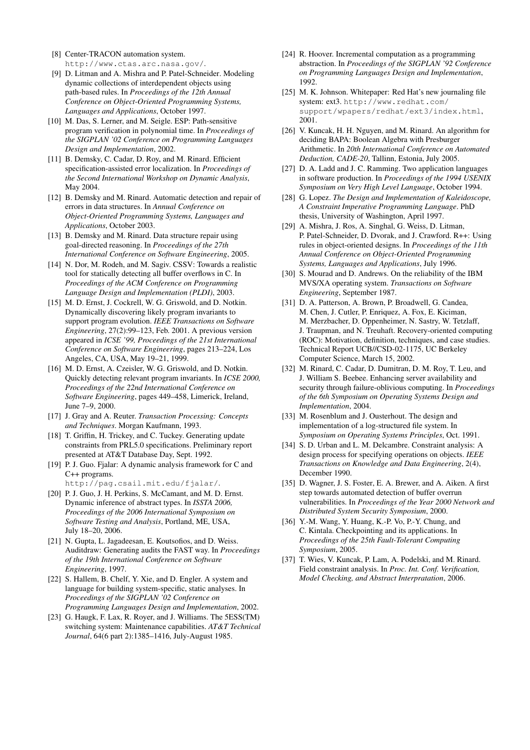[8] Center-TRACON automation system. http://www.ctas.arc.nasa.gov/.

[9] D. Litman and A. Mishra and P. Patel-Schneider. Modeling dynamic collections of interdependent objects using path-based rules. In *Proceedings of the 12th Annual Conference on Object-Oriented Programming Systems, Languages and Applications*, October 1997.

[10] M. Das, S. Lerner, and M. Seigle. ESP: Path-sensitive program verification in polynomial time. In *Proceedings of the SIGPLAN '02 Conference on Programming Languages Design and Implementation*, 2002.

[11] B. Demsky, C. Cadar, D. Roy, and M. Rinard. Efficient specification-assisted error localization. In *Proceedings of the Second International Workshop on Dynamic Analysis*, May 2004.

[12] B. Demsky and M. Rinard. Automatic detection and repair of errors in data structures. In *Annual Conference on Object-Oriented Programming Systems, Languages and Applications*, October 2003.

[13] B. Demsky and M. Rinard. Data structure repair using goal-directed reasoning. In *Proceedings of the 27th International Conference on Software Engineering*, 2005.

[14] N. Dor, M. Rodeh, and M. Sagiv. CSSV: Towards a realistic tool for statically detecting all buffer overflows in C. In *Proceedings of the ACM Conference on Programming Language Design and Implementation (PLDI)*, 2003.

[15] M. D. Ernst, J. Cockrell, W. G. Griswold, and D. Notkin. Dynamically discovering likely program invariants to support program evolution. *IEEE Transactions on Software Engineering*, 27(2):99–123, Feb. 2001. A previous version appeared in *ICSE '99, Proceedings of the 21st International Conference on Software Engineering*, pages 213–224, Los Angeles, CA, USA, May 19–21, 1999.

[16] M. D. Ernst, A. Czeisler, W. G. Griswold, and D. Notkin. Quickly detecting relevant program invariants. In *ICSE 2000, Proceedings of the 22nd International Conference on Software Engineering*, pages 449–458, Limerick, Ireland, June 7–9, 2000.

[17] J. Gray and A. Reuter. *Transaction Processing: Concepts and Techniques*. Morgan Kaufmann, 1993.

[18] T. Griffin, H. Trickey, and C. Tuckey. Generating update constraints from PRL5.0 specifications. Preliminary report presented at AT&T Database Day, Sept. 1992.

[19] P. J. Guo. Fjalar: A dynamic analysis framework for C and C++ programs. http://pag.csail.mit.edu/fjalar/.

[20] P. J. Guo, J. H. Perkins, S. McCamant, and M. D. Ernst. Dynamic inference of abstract types. In *ISSTA 2006, Proceedings of the 2006 International Symposium on Software Testing and Analysis*, Portland, ME, USA, July 18–20, 2006.

[21] N. Gupta, L. Jagadeesan, E. Koutsofios, and D. Weiss. Auditdraw: Generating audits the FAST way. In *Proceedings of the 19th International Conference on Software Engineering*, 1997.

[22] S. Hallem, B. Chelf, Y. Xie, and D. Engler. A system and language for building system-specific, static analyses. In *Proceedings of the SIGPLAN '02 Conference on Programming Languages Design and Implementation*, 2002.

[23] G. Haugk, F. Lax, R. Royer, and J. Williams. The 5ESS(TM) switching system: Maintenance capabilities. *AT&T Technical Journal*, 64(6 part 2):1385–1416, July-August 1985.

[24] R. Hoover. Incremental computation as a programming abstraction. In *Proceedings of the SIGPLAN '92 Conference on Programming Languages Design and Implementation*, 1992.

[25] M. K. Johnson. Whitepaper: Red Hat's new journaling file system: ext3. http://www.redhat.com/support/wpapers/redhat/ext3/index.html, 2001.

[26] V. Kuncak, H. H. Nguyen, and M. Rinard. An algorithm for deciding BAPA: Boolean Algebra with Presburger Arithmetic. In *20th International Conference on Automated Deduction, CADE-20*, Tallinn, Estonia, July 2005.

[27] D. A. Ladd and J. C. Ramming. Two application languages in software production. In *Proceedings of the 1994 USENIX Symposium on Very High Level Language*, October 1994.

[28] G. Lopez. *The Design and Implementation of Kaleidoscope, A Constraint Imperative Programming Language*. PhD thesis, University of Washington, April 1997.

[29] A. Mishra, J. Ros, A. Singhal, G. Weiss, D. Litman, P. Patel-Schneider, D. Dvorak, and J. Crawford. R++: Using rules in object-oriented designs. In *Proceedings of the 11th Annual Conference on Object-Oriented Programming Systems, Languages and Applications*, July 1996.

[30] S. Mourad and D. Andrews. On the reliability of the IBM MVS/XA operating system. *Transactions on Software Engineering*, September 1987.

[31] D. A. Patterson, A. Brown, P. Broadwell, G. Candea, M. Chen, J. Cutler, P. Enriquez, A. Fox, E. Kiciman, M. Merzbacher, D. Oppenheimer, N. Sastry, W. Tetzlaff, J. Traupman, and N. Treuhaft. Recovery-oriented computing (ROC): Motivation, definition, techniques, and case studies. Technical Report UCB//CSD-02-1175, UC Berkeley Computer Science, March 15, 2002.

[32] M. Rinard, C. Cadar, D. Dumitran, D. M. Roy, T. Leu, and J. William S. Beebee. Enhancing server availability and security through failure-oblivious computing. In *Proceedings of the 6th Symposium on Operating Systems Design and Implementation*, 2004.

[33] M. Rosenblum and J. Ousterhout. The design and implementation of a log-structured file system. In *Symposium on Operating Systems Principles*, Oct. 1991.

[34] S. D. Urban and L. M. Delcambre. Constraint analysis: A design process for specifying operations on objects. *IEEE Transactions on Knowledge and Data Engineering*, 2(4), December 1990.

[35] D. Wagner, J. S. Foster, E. A. Brewer, and A. Aiken. A first step towards automated detection of buffer overrun vulnerabilities. In *Proceedings of the Year 2000 Network and Distributed System Security Symposium*, 2000.

[36] Y.-M. Wang, Y. Huang, K.-P. Vo, P.-Y. Chung, and C. Kintala. Checkpointing and its applications. In *Proceedings of the 25th Fault-Tolerant Computing Symposium*, 2005.

[37] T. Wies, V. Kuncak, P. Lam, A. Podelski, and M. Rinard. Field constraint analysis. In *Proc. Int. Conf. Verification, Model Checking, and Abstract Interpratation*, 2006.